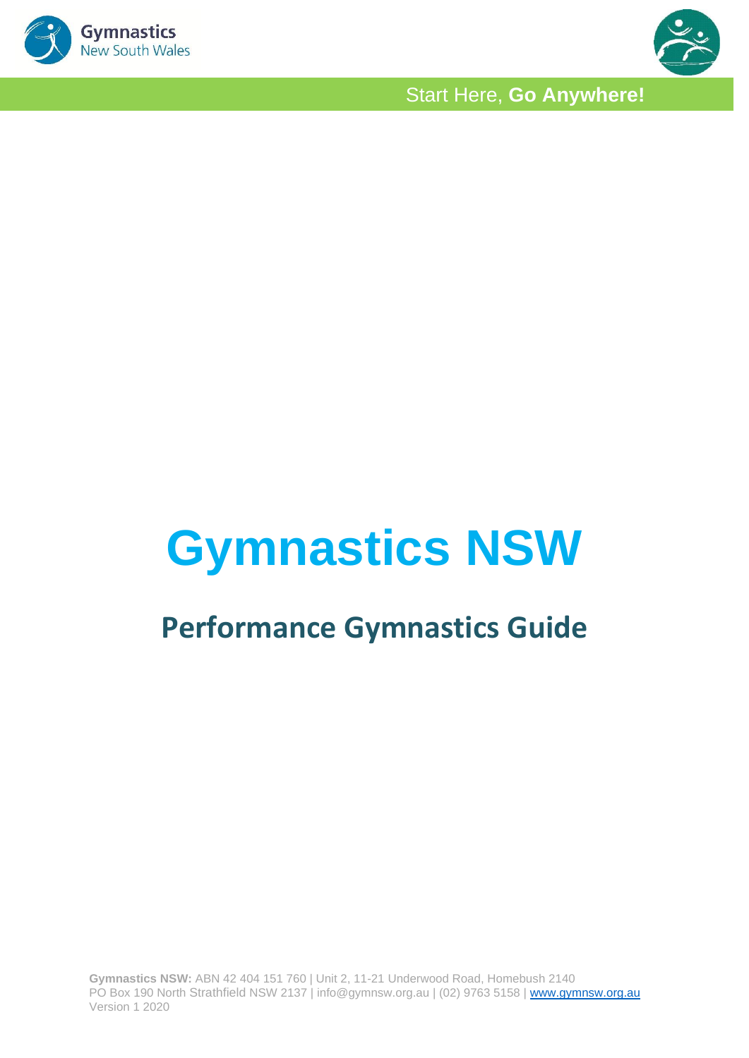Start Here, **Go Anywhere!**

# Gymnastics NSW

## Performance Gymnastics Guide

**Gymnastics NSW:** ABN 42 404 151 760 | Unit 2, 11-21 Underwood Road, Homebush 2140
PO Box 190 North Strathfield NSW 2137 | info@gymnsw.org.au | (02) 9763 5158 | www.gymnsw.org.au
Version 1 2020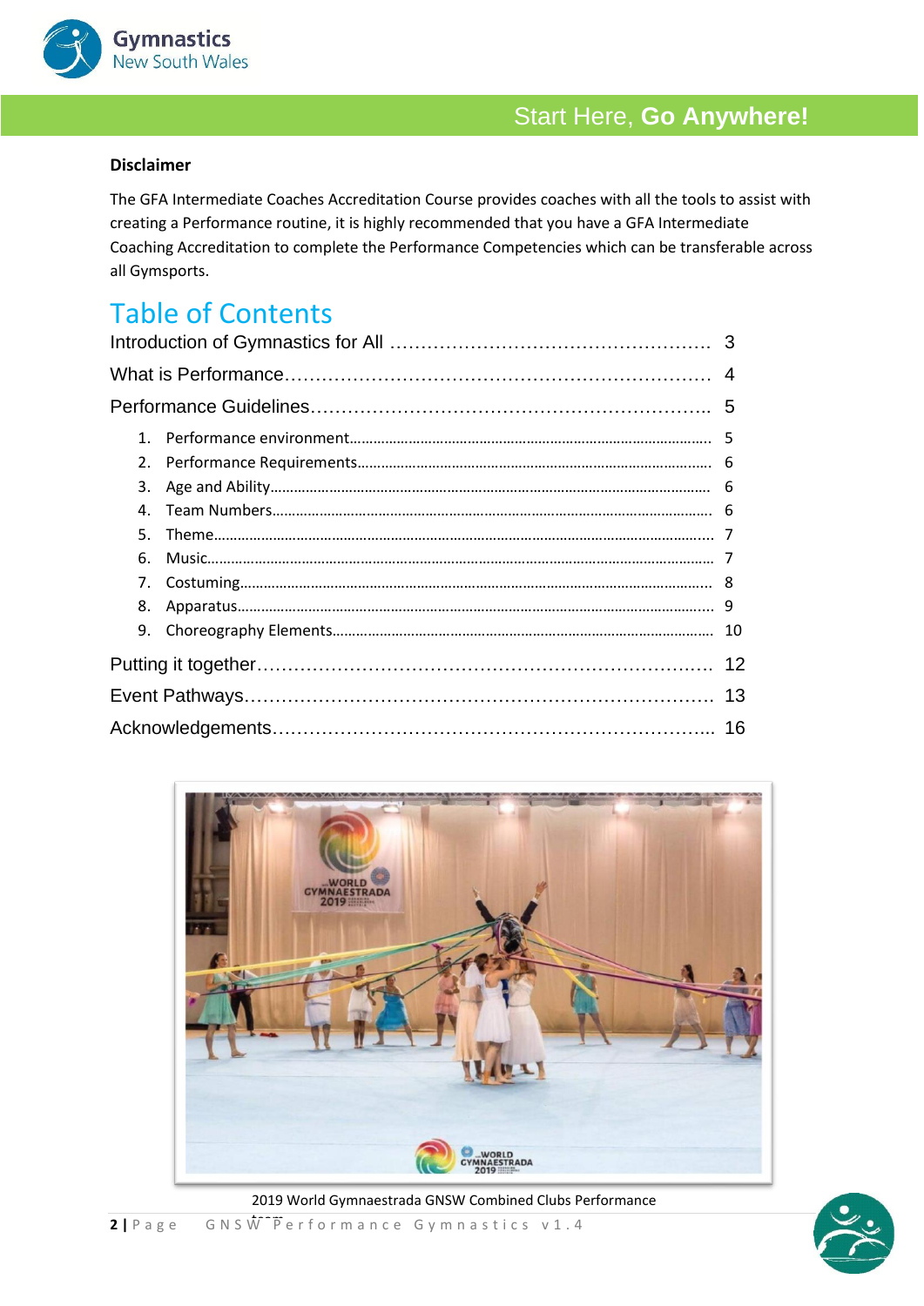**Disclaimer**

The GFA Intermediate Coaches Accreditation Course provides coaches with all the tools to assist with creating a Performance routine, it is highly recommended that you have a GFA Intermediate Coaching Accreditation to complete the Performance Competencies which can be transferable across all Gymsports.

# Table of Contents

Introduction of Gymnastics for All ........................................ 3

What is Performance........................................ 4

Performance Guidelines........................................ 5

1. Performance environment........................................ 5
2. Performance Requirements........................................ 6
3. Age and Ability........................................ 6
4. Team Numbers........................................ 6
5. Theme........................................ 7
6. Music........................................ 7
7. Costuming........................................ 8
8. Apparatus........................................ 9
9. Choreography Elements........................................ 10

Putting it together........................................ 12

Event Pathways........................................ 13

Acknowledgements........................................ 16

2019 World Gymnaestrada GNSW Combined Clubs Performance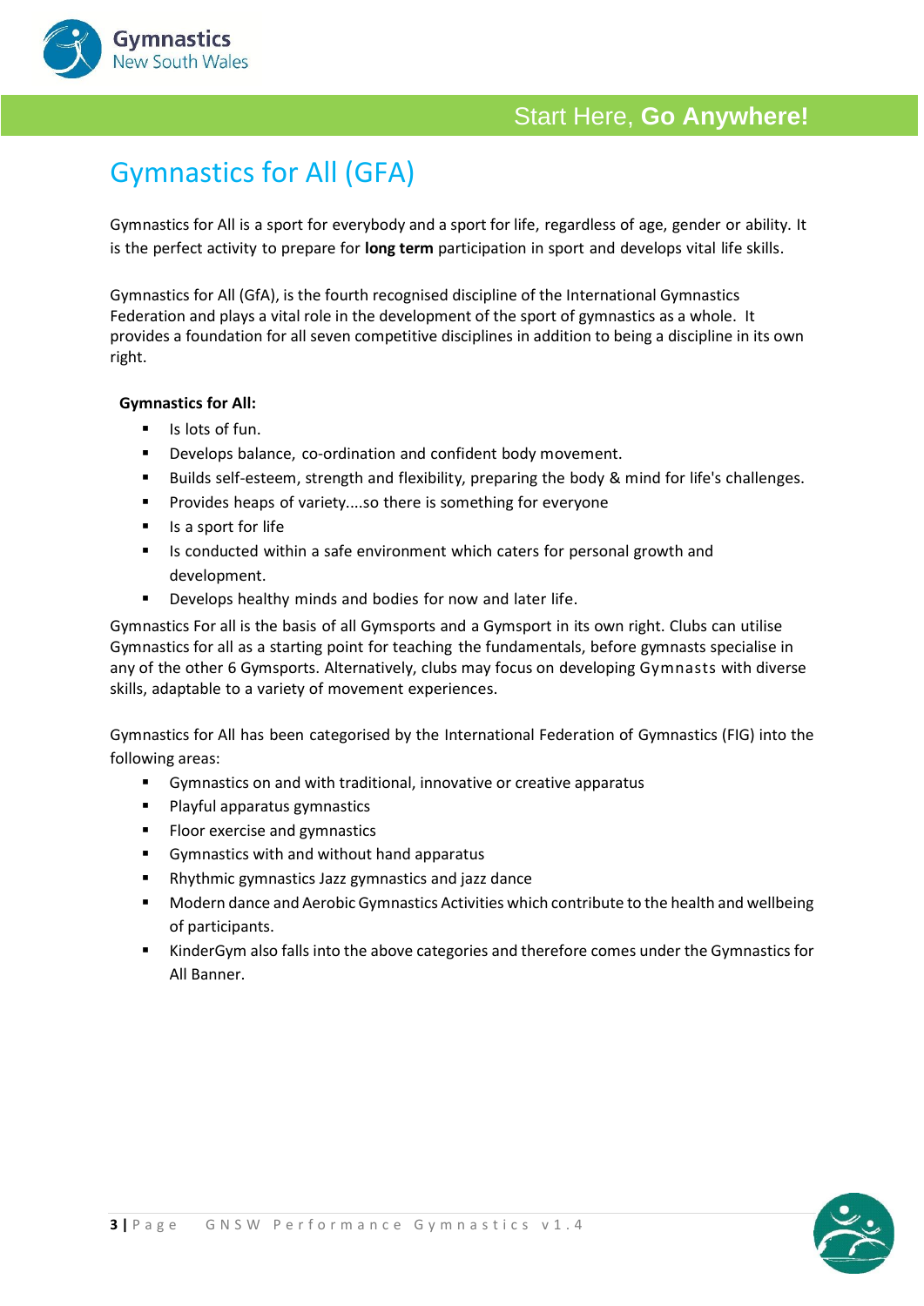# Gymnastics for All (GFA)

Gymnastics for All is a sport for everybody and a sport for life, regardless of age, gender or ability. It is the perfect activity to prepare for **long term** participation in sport and develops vital life skills.

Gymnastics for All (GfA), is the fourth recognised discipline of the International Gymnastics Federation and plays a vital role in the development of the sport of gymnastics as a whole. It provides a foundation for all seven competitive disciplines in addition to being a discipline in its own right.

**Gymnastics for All:**

- Is lots of fun.
- Develops balance, co-ordination and confident body movement.
- Builds self-esteem, strength and flexibility, preparing the body & mind for life's challenges.
- Provides heaps of variety....so there is something for everyone
- Is a sport for life
- Is conducted within a safe environment which caters for personal growth and development.
- Develops healthy minds and bodies for now and later life.

Gymnastics For all is the basis of all Gymsports and a Gymsport in its own right. Clubs can utilise Gymnastics for all as a starting point for teaching the fundamentals, before gymnasts specialise in any of the other 6 Gymsports. Alternatively, clubs may focus on developing Gymnasts with diverse skills, adaptable to a variety of movement experiences.

Gymnastics for All has been categorised by the International Federation of Gymnastics (FIG) into the following areas:

- Gymnastics on and with traditional, innovative or creative apparatus
- Playful apparatus gymnastics
- Floor exercise and gymnastics
- Gymnastics with and without hand apparatus
- Rhythmic gymnastics Jazz gymnastics and jazz dance
- Modern dance and Aerobic Gymnastics Activities which contribute to the health and wellbeing of participants.
- KinderGym also falls into the above categories and therefore comes under the Gymnastics for All Banner.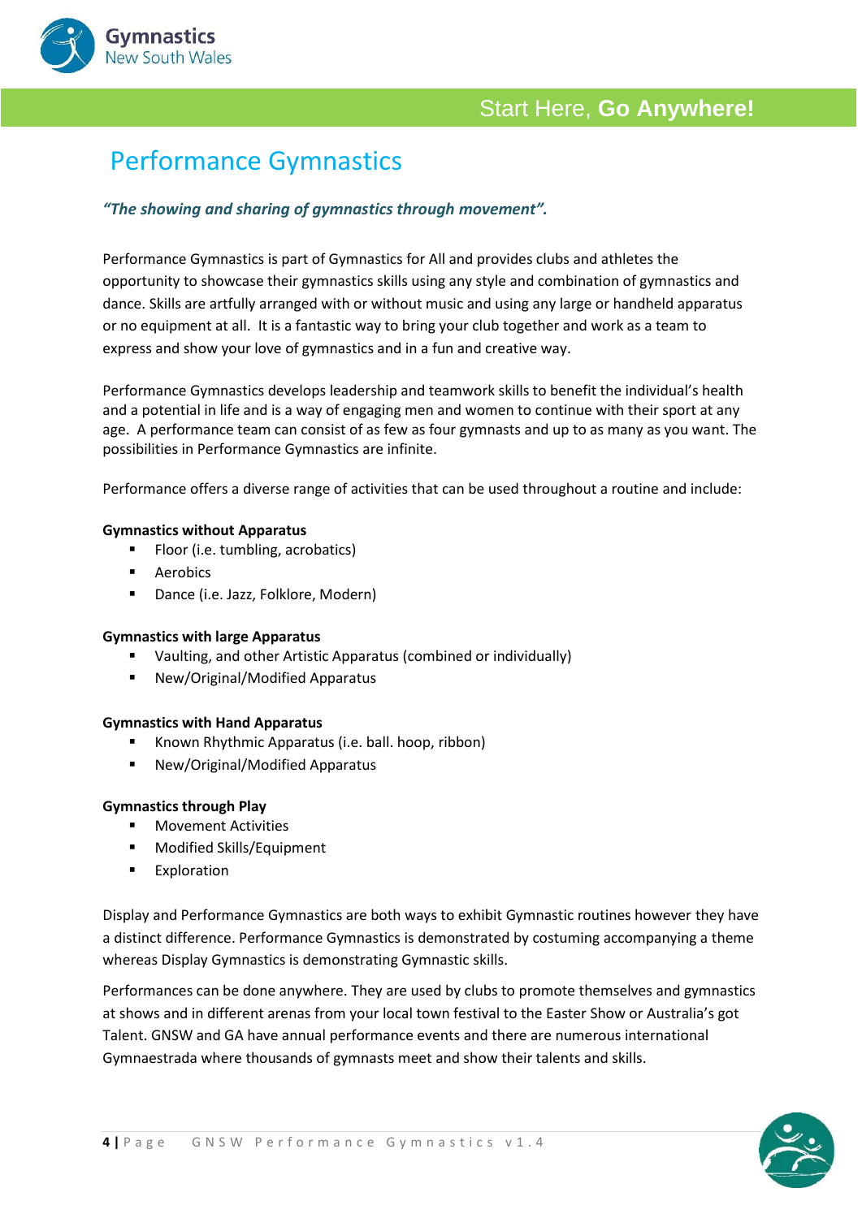# Performance Gymnastics

***"The showing and sharing of gymnastics through movement".***

Performance Gymnastics is part of Gymnastics for All and provides clubs and athletes the opportunity to showcase their gymnastics skills using any style and combination of gymnastics and dance. Skills are artfully arranged with or without music and using any large or handheld apparatus or no equipment at all. It is a fantastic way to bring your club together and work as a team to express and show your love of gymnastics and in a fun and creative way.

Performance Gymnastics develops leadership and teamwork skills to benefit the individual's health and a potential in life and is a way of engaging men and women to continue with their sport at any age. A performance team can consist of as few as four gymnasts and up to as many as you want. The possibilities in Performance Gymnastics are infinite.

Performance offers a diverse range of activities that can be used throughout a routine and include:

**Gymnastics without Apparatus**

- Floor (i.e. tumbling, acrobatics)
- Aerobics
- Dance (i.e. Jazz, Folklore, Modern)

**Gymnastics with large Apparatus**

- Vaulting, and other Artistic Apparatus (combined or individually)
- New/Original/Modified Apparatus

**Gymnastics with Hand Apparatus**

- Known Rhythmic Apparatus (i.e. ball. hoop, ribbon)
- New/Original/Modified Apparatus

**Gymnastics through Play**

- Movement Activities
- Modified Skills/Equipment
- Exploration

Display and Performance Gymnastics are both ways to exhibit Gymnastic routines however they have a distinct difference. Performance Gymnastics is demonstrated by costuming accompanying a theme whereas Display Gymnastics is demonstrating Gymnastic skills.

Performances can be done anywhere. They are used by clubs to promote themselves and gymnastics at shows and in different arenas from your local town festival to the Easter Show or Australia's got Talent. GNSW and GA have annual performance events and there are numerous international Gymnaestrada where thousands of gymnasts meet and show their talents and skills.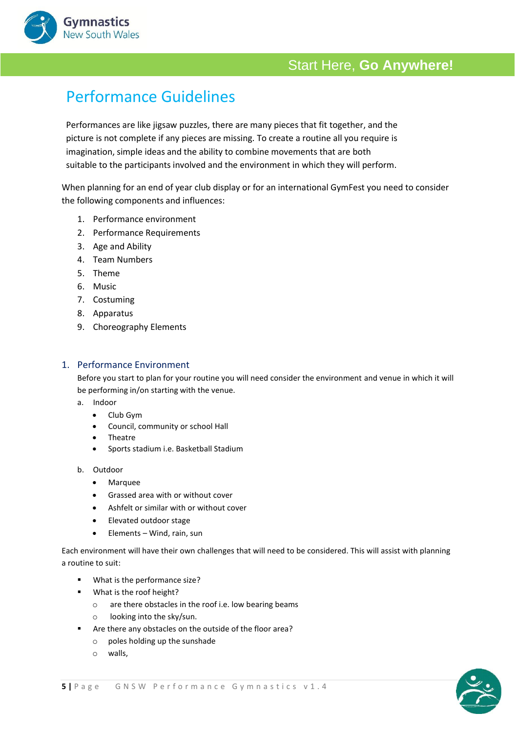# Performance Guidelines

Performances are like jigsaw puzzles, there are many pieces that fit together, and the picture is not complete if any pieces are missing. To create a routine all you require is imagination, simple ideas and the ability to combine movements that are both suitable to the participants involved and the environment in which they will perform.

When planning for an end of year club display or for an international GymFest you need to consider the following components and influences:

1. Performance environment
2. Performance Requirements
3. Age and Ability
4. Team Numbers
5. Theme
6. Music
7. Costuming
8. Apparatus
9. Choreography Elements

## 1. Performance Environment

Before you start to plan for your routine you will need consider the environment and venue in which it will be performing in/on starting with the venue.

a. Indoor
   - Club Gym
   - Council, community or school Hall
   - Theatre
   - Sports stadium i.e. Basketball Stadium

b. Outdoor
   - Marquee
   - Grassed area with or without cover
   - Ashfelt or similar with or without cover
   - Elevated outdoor stage
   - Elements – Wind, rain, sun

Each environment will have their own challenges that will need to be considered. This will assist with planning a routine to suit:

- What is the performance size?
- What is the roof height?
  - are there obstacles in the roof i.e. low bearing beams
  - looking into the sky/sun.
- Are there any obstacles on the outside of the floor area?
  - poles holding up the sunshade
  - walls,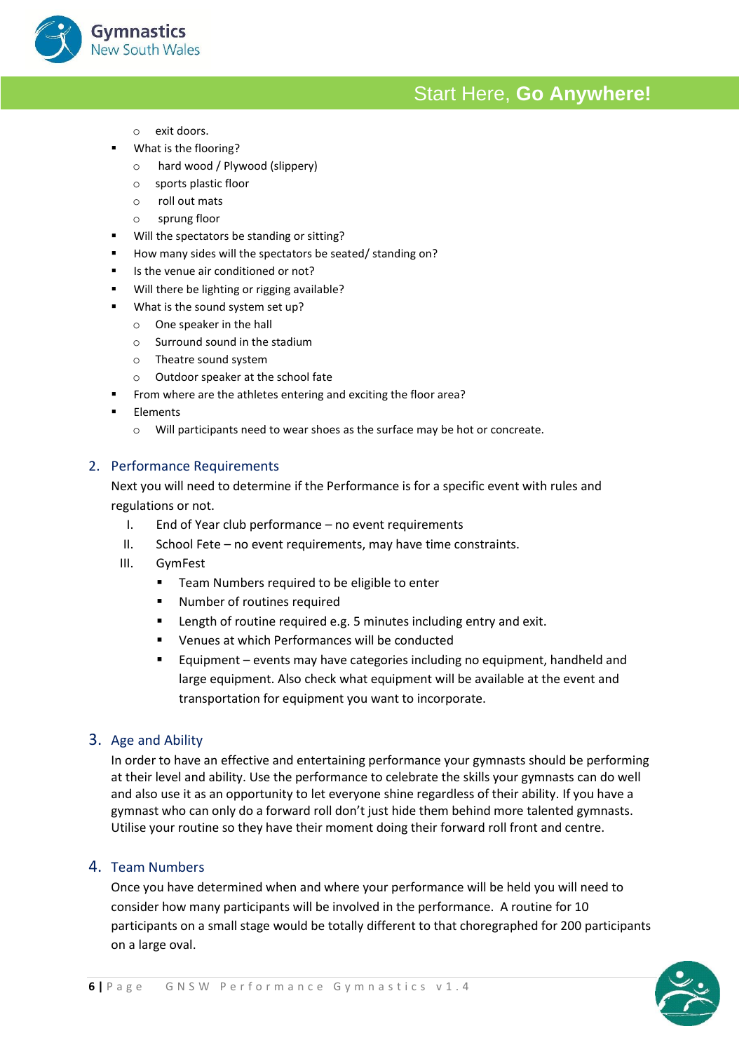- exit doors.
- What is the flooring?
  - hard wood / Plywood (slippery)
  - sports plastic floor
  - roll out mats
  - sprung floor
- Will the spectators be standing or sitting?
- How many sides will the spectators be seated/ standing on?
- Is the venue air conditioned or not?
- Will there be lighting or rigging available?
- What is the sound system set up?
  - One speaker in the hall
  - Surround sound in the stadium
  - Theatre sound system
  - Outdoor speaker at the school fate
- From where are the athletes entering and exciting the floor area?
- Elements
  - Will participants need to wear shoes as the surface may be hot or concreate.

## 2. Performance Requirements

Next you will need to determine if the Performance is for a specific event with rules and regulations or not.

I. End of Year club performance – no event requirements

II. School Fete – no event requirements, may have time constraints.

III. GymFest

- Team Numbers required to be eligible to enter
- Number of routines required
- Length of routine required e.g. 5 minutes including entry and exit.
- Venues at which Performances will be conducted
- Equipment – events may have categories including no equipment, handheld and large equipment. Also check what equipment will be available at the event and transportation for equipment you want to incorporate.

## 3. Age and Ability

In order to have an effective and entertaining performance your gymnasts should be performing at their level and ability. Use the performance to celebrate the skills your gymnasts can do well and also use it as an opportunity to let everyone shine regardless of their ability. If you have a gymnast who can only do a forward roll don't just hide them behind more talented gymnasts. Utilise your routine so they have their moment doing their forward roll front and centre.

## 4. Team Numbers

Once you have determined when and where your performance will be held you will need to consider how many participants will be involved in the performance. A routine for 10 participants on a small stage would be totally different to that choregraphed for 200 participants on a large oval.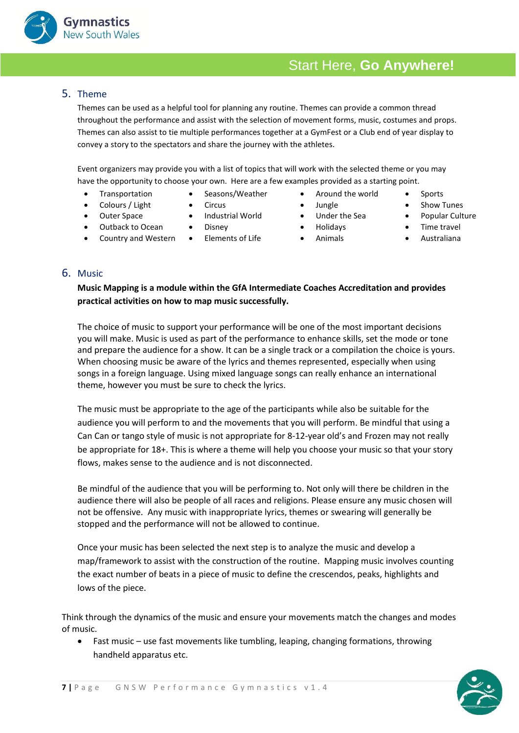## 5. Theme

Themes can be used as a helpful tool for planning any routine. Themes can provide a common thread throughout the performance and assist with the selection of movement forms, music, costumes and props. Themes can also assist to tie multiple performances together at a GymFest or a Club end of year display to convey a story to the spectators and share the journey with the athletes.

Event organizers may provide you with a list of topics that will work with the selected theme or you may have the opportunity to choose your own. Here are a few examples provided as a starting point.

- Transportation
- Colours / Light
- Outer Space
- Outback to Ocean
- Country and Western
- Seasons/Weather
- Circus
- Industrial World
- Disney
- Elements of Life
- Around the world
- Jungle
- Under the Sea
- Holidays
- Animals
- Sports
- Show Tunes
- Popular Culture
- Time travel
- Australiana

## 6. Music

**Music Mapping is a module within the GfA Intermediate Coaches Accreditation and provides practical activities on how to map music successfully.**

The choice of music to support your performance will be one of the most important decisions you will make. Music is used as part of the performance to enhance skills, set the mode or tone and prepare the audience for a show. It can be a single track or a compilation the choice is yours. When choosing music be aware of the lyrics and themes represented, especially when using songs in a foreign language. Using mixed language songs can really enhance an international theme, however you must be sure to check the lyrics.

The music must be appropriate to the age of the participants while also be suitable for the audience you will perform to and the movements that you will perform. Be mindful that using a Can Can or tango style of music is not appropriate for 8-12-year old's and Frozen may not really be appropriate for 18+. This is where a theme will help you choose your music so that your story flows, makes sense to the audience and is not disconnected.

Be mindful of the audience that you will be performing to. Not only will there be children in the audience there will also be people of all races and religions. Please ensure any music chosen will not be offensive. Any music with inappropriate lyrics, themes or swearing will generally be stopped and the performance will not be allowed to continue.

Once your music has been selected the next step is to analyze the music and develop a map/framework to assist with the construction of the routine. Mapping music involves counting the exact number of beats in a piece of music to define the crescendos, peaks, highlights and lows of the piece.

Think through the dynamics of the music and ensure your movements match the changes and modes of music.

- Fast music – use fast movements like tumbling, leaping, changing formations, throwing handheld apparatus etc.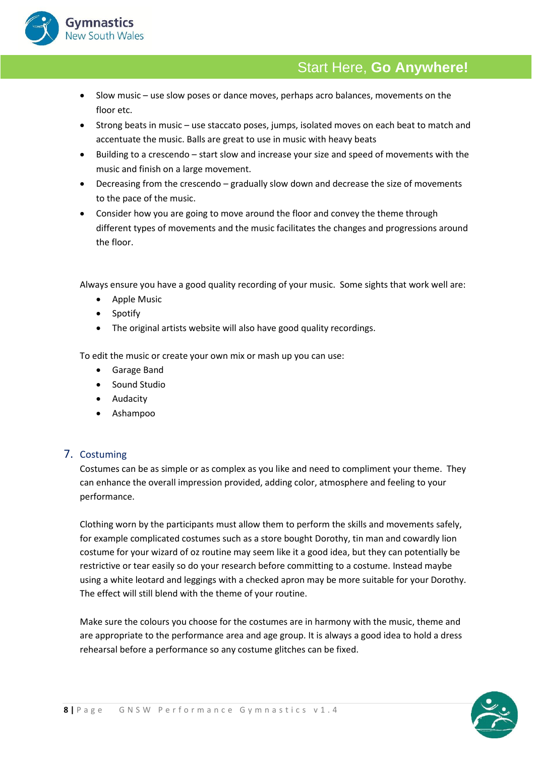- Slow music – use slow poses or dance moves, perhaps acro balances, movements on the floor etc.
- Strong beats in music – use staccato poses, jumps, isolated moves on each beat to match and accentuate the music. Balls are great to use in music with heavy beats
- Building to a crescendo – start slow and increase your size and speed of movements with the music and finish on a large movement.
- Decreasing from the crescendo – gradually slow down and decrease the size of movements to the pace of the music.
- Consider how you are going to move around the floor and convey the theme through different types of movements and the music facilitates the changes and progressions around the floor.

Always ensure you have a good quality recording of your music. Some sights that work well are:

- Apple Music
- Spotify
- The original artists website will also have good quality recordings.

To edit the music or create your own mix or mash up you can use:

- Garage Band
- Sound Studio
- Audacity
- Ashampoo

## 7. Costuming

Costumes can be as simple or as complex as you like and need to compliment your theme. They can enhance the overall impression provided, adding color, atmosphere and feeling to your performance.

Clothing worn by the participants must allow them to perform the skills and movements safely, for example complicated costumes such as a store bought Dorothy, tin man and cowardly lion costume for your wizard of oz routine may seem like it a good idea, but they can potentially be restrictive or tear easily so do your research before committing to a costume. Instead maybe using a white leotard and leggings with a checked apron may be more suitable for your Dorothy. The effect will still blend with the theme of your routine.

Make sure the colours you choose for the costumes are in harmony with the music, theme and are appropriate to the performance area and age group. It is always a good idea to hold a dress rehearsal before a performance so any costume glitches can be fixed.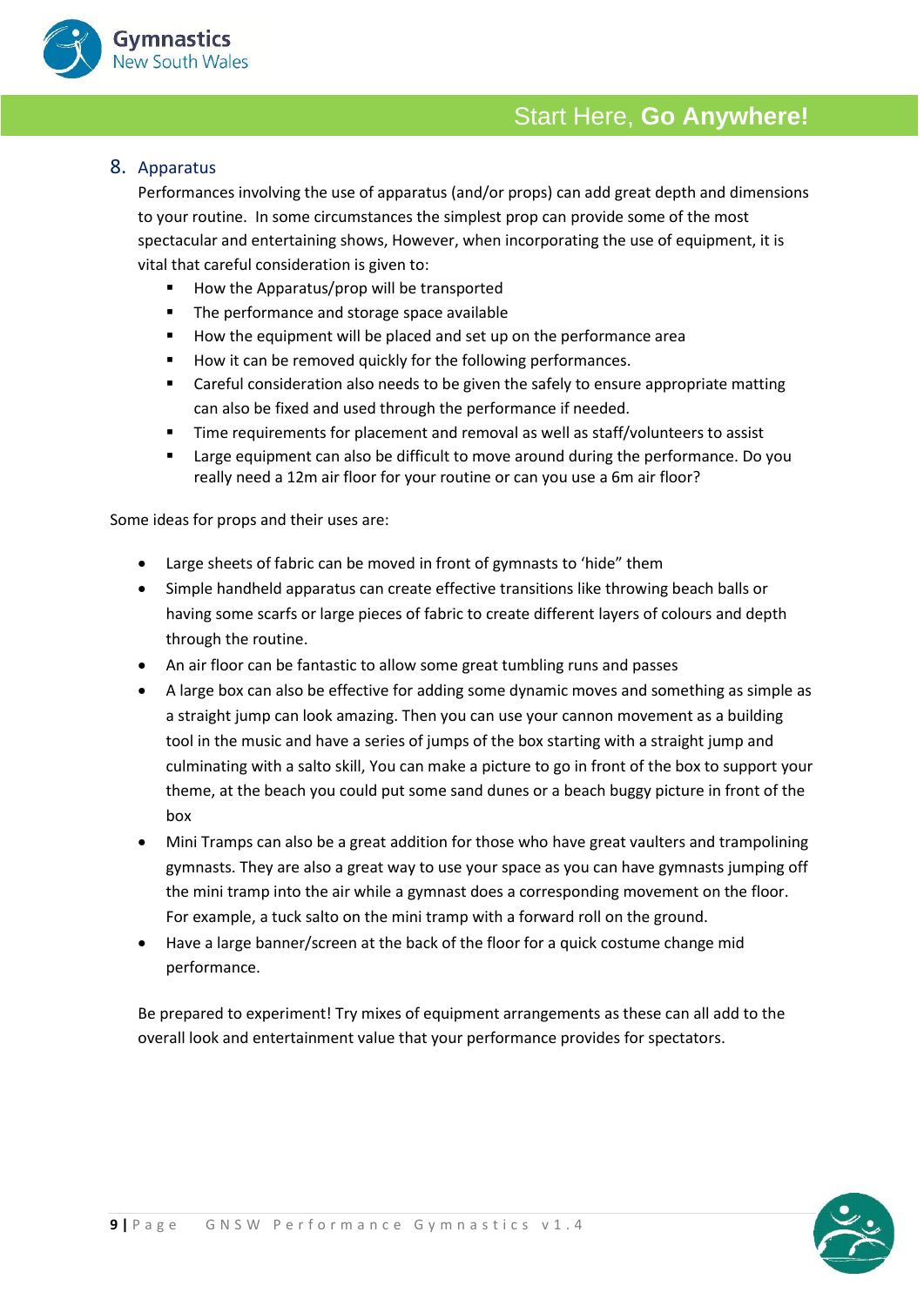## 8. Apparatus

Performances involving the use of apparatus (and/or props) can add great depth and dimensions to your routine. In some circumstances the simplest prop can provide some of the most spectacular and entertaining shows, However, when incorporating the use of equipment, it is vital that careful consideration is given to:

- How the Apparatus/prop will be transported
- The performance and storage space available
- How the equipment will be placed and set up on the performance area
- How it can be removed quickly for the following performances.
- Careful consideration also needs to be given the safely to ensure appropriate matting can also be fixed and used through the performance if needed.
- Time requirements for placement and removal as well as staff/volunteers to assist
- Large equipment can also be difficult to move around during the performance. Do you really need a 12m air floor for your routine or can you use a 6m air floor?

Some ideas for props and their uses are:

- Large sheets of fabric can be moved in front of gymnasts to 'hide" them
- Simple handheld apparatus can create effective transitions like throwing beach balls or having some scarfs or large pieces of fabric to create different layers of colours and depth through the routine.
- An air floor can be fantastic to allow some great tumbling runs and passes
- A large box can also be effective for adding some dynamic moves and something as simple as a straight jump can look amazing. Then you can use your cannon movement as a building tool in the music and have a series of jumps of the box starting with a straight jump and culminating with a salto skill, You can make a picture to go in front of the box to support your theme, at the beach you could put some sand dunes or a beach buggy picture in front of the box
- Mini Tramps can also be a great addition for those who have great vaulters and trampolining gymnasts. They are also a great way to use your space as you can have gymnasts jumping off the mini tramp into the air while a gymnast does a corresponding movement on the floor. For example, a tuck salto on the mini tramp with a forward roll on the ground.
- Have a large banner/screen at the back of the floor for a quick costume change mid performance.

Be prepared to experiment! Try mixes of equipment arrangements as these can all add to the overall look and entertainment value that your performance provides for spectators.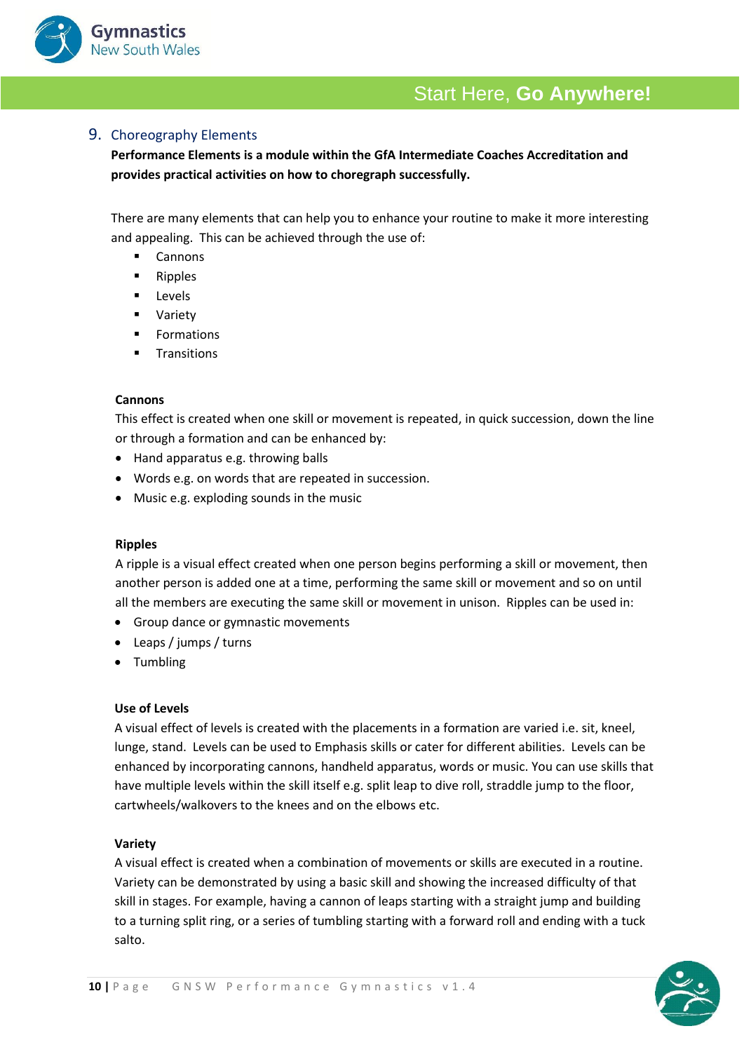## 9. Choreography Elements

**Performance Elements is a module within the GfA Intermediate Coaches Accreditation and provides practical activities on how to choregraph successfully.**

There are many elements that can help you to enhance your routine to make it more interesting and appealing. This can be achieved through the use of:

- Cannons
- Ripples
- Levels
- Variety
- Formations
- Transitions

**Cannons**

This effect is created when one skill or movement is repeated, in quick succession, down the line or through a formation and can be enhanced by:

- Hand apparatus e.g. throwing balls
- Words e.g. on words that are repeated in succession.
- Music e.g. exploding sounds in the music

**Ripples**

A ripple is a visual effect created when one person begins performing a skill or movement, then another person is added one at a time, performing the same skill or movement and so on until all the members are executing the same skill or movement in unison. Ripples can be used in:

- Group dance or gymnastic movements
- Leaps / jumps / turns
- Tumbling

**Use of Levels**

A visual effect of levels is created with the placements in a formation are varied i.e. sit, kneel, lunge, stand. Levels can be used to Emphasis skills or cater for different abilities. Levels can be enhanced by incorporating cannons, handheld apparatus, words or music. You can use skills that have multiple levels within the skill itself e.g. split leap to dive roll, straddle jump to the floor, cartwheels/walkovers to the knees and on the elbows etc.

**Variety**

A visual effect is created when a combination of movements or skills are executed in a routine. Variety can be demonstrated by using a basic skill and showing the increased difficulty of that skill in stages. For example, having a cannon of leaps starting with a straight jump and building to a turning split ring, or a series of tumbling starting with a forward roll and ending with a tuck salto.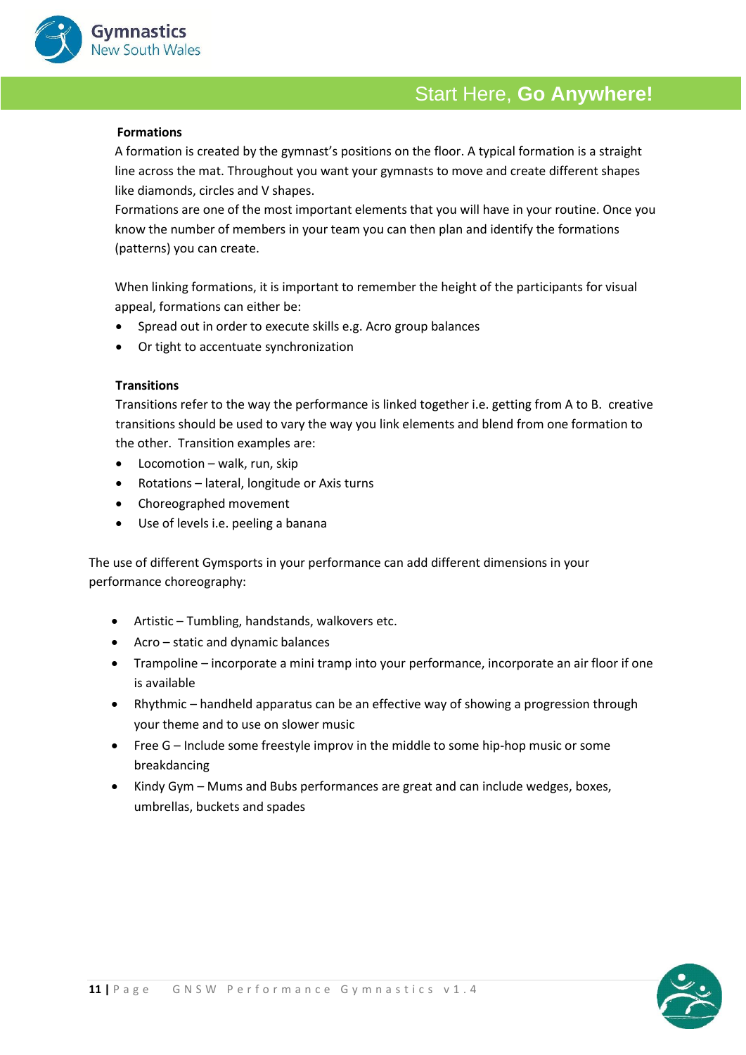### Formations

A formation is created by the gymnast's positions on the floor. A typical formation is a straight line across the mat. Throughout you want your gymnasts to move and create different shapes like diamonds, circles and V shapes.

Formations are one of the most important elements that you will have in your routine. Once you know the number of members in your team you can then plan and identify the formations (patterns) you can create.

When linking formations, it is important to remember the height of the participants for visual appeal, formations can either be:

- Spread out in order to execute skills e.g. Acro group balances
- Or tight to accentuate synchronization

### Transitions

Transitions refer to the way the performance is linked together i.e. getting from A to B. creative transitions should be used to vary the way you link elements and blend from one formation to the other. Transition examples are:

- Locomotion – walk, run, skip
- Rotations – lateral, longitude or Axis turns
- Choreographed movement
- Use of levels i.e. peeling a banana

The use of different Gymsports in your performance can add different dimensions in your performance choreography:

- Artistic – Tumbling, handstands, walkovers etc.
- Acro – static and dynamic balances
- Trampoline – incorporate a mini tramp into your performance, incorporate an air floor if one is available
- Rhythmic – handheld apparatus can be an effective way of showing a progression through your theme and to use on slower music
- Free G – Include some freestyle improv in the middle to some hip-hop music or some breakdancing
- Kindy Gym – Mums and Bubs performances are great and can include wedges, boxes, umbrellas, buckets and spades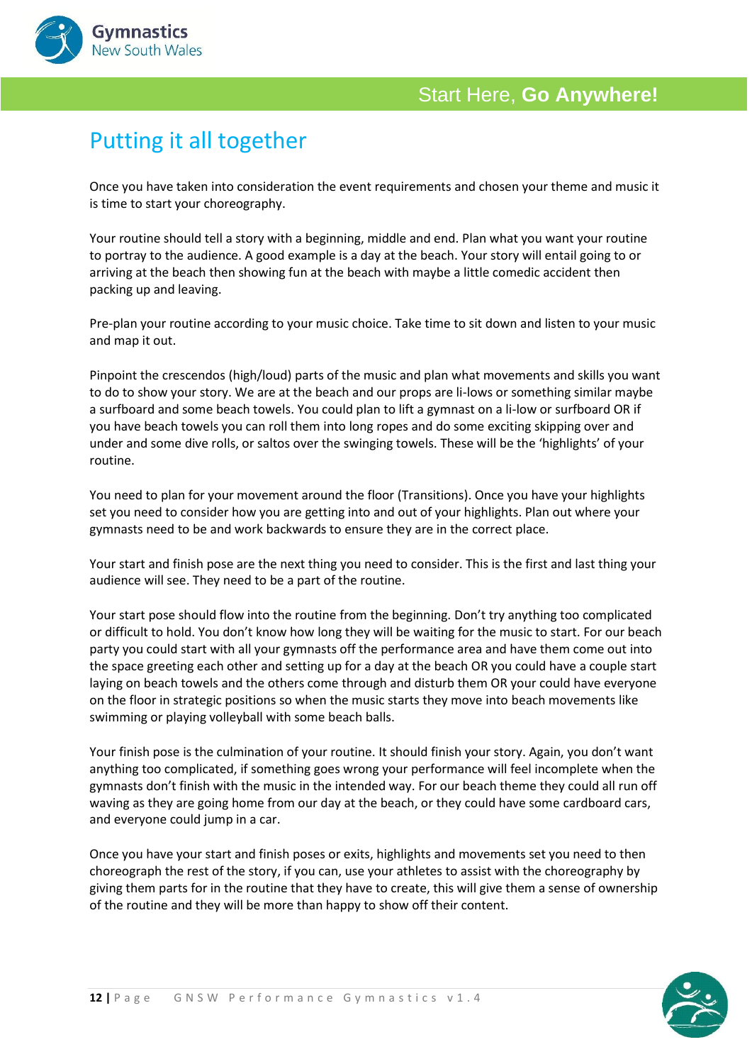# Putting it all together

Once you have taken into consideration the event requirements and chosen your theme and music it is time to start your choreography.

Your routine should tell a story with a beginning, middle and end. Plan what you want your routine to portray to the audience. A good example is a day at the beach. Your story will entail going to or arriving at the beach then showing fun at the beach with maybe a little comedic accident then packing up and leaving.

Pre-plan your routine according to your music choice. Take time to sit down and listen to your music and map it out.

Pinpoint the crescendos (high/loud) parts of the music and plan what movements and skills you want to do to show your story. We are at the beach and our props are li-lows or something similar maybe a surfboard and some beach towels. You could plan to lift a gymnast on a li-low or surfboard OR if you have beach towels you can roll them into long ropes and do some exciting skipping over and under and some dive rolls, or saltos over the swinging towels. These will be the 'highlights' of your routine.

You need to plan for your movement around the floor (Transitions). Once you have your highlights set you need to consider how you are getting into and out of your highlights. Plan out where your gymnasts need to be and work backwards to ensure they are in the correct place.

Your start and finish pose are the next thing you need to consider. This is the first and last thing your audience will see. They need to be a part of the routine.

Your start pose should flow into the routine from the beginning. Don't try anything too complicated or difficult to hold. You don't know how long they will be waiting for the music to start. For our beach party you could start with all your gymnasts off the performance area and have them come out into the space greeting each other and setting up for a day at the beach OR you could have a couple start laying on beach towels and the others come through and disturb them OR your could have everyone on the floor in strategic positions so when the music starts they move into beach movements like swimming or playing volleyball with some beach balls.

Your finish pose is the culmination of your routine. It should finish your story. Again, you don't want anything too complicated, if something goes wrong your performance will feel incomplete when the gymnasts don't finish with the music in the intended way. For our beach theme they could all run off waving as they are going home from our day at the beach, or they could have some cardboard cars, and everyone could jump in a car.

Once you have your start and finish poses or exits, highlights and movements set you need to then choreograph the rest of the story, if you can, use your athletes to assist with the choreography by giving them parts for in the routine that they have to create, this will give them a sense of ownership of the routine and they will be more than happy to show off their content.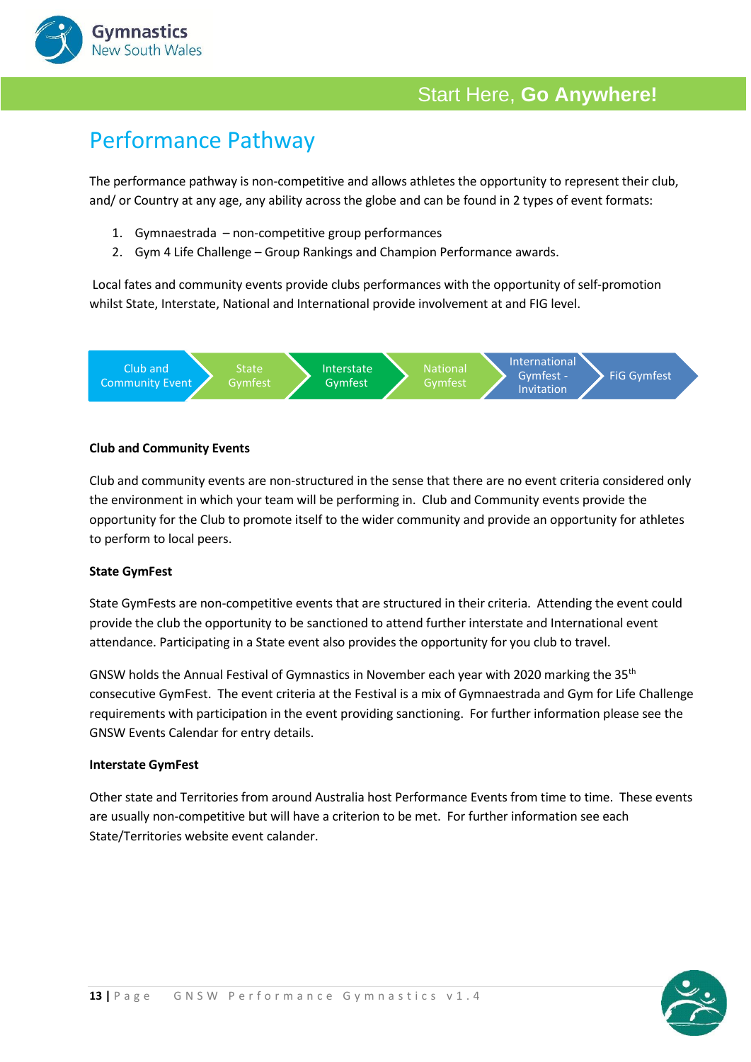Start Here, **Go Anywhere!**

# Performance Pathway

The performance pathway is non-competitive and allows athletes the opportunity to represent their club, and/ or Country at any age, any ability across the globe and can be found in 2 types of event formats:

1. Gymnaestrada – non-competitive group performances
2. Gym 4 Life Challenge – Group Rankings and Champion Performance awards.

Local fates and community events provide clubs performances with the opportunity of self-promotion whilst State, Interstate, National and International provide involvement at and FIG level.

Club and Community Event → State Gymfest → Interstate Gymfest → National Gymfest → International Gymfest - Invitation → FIG Gymfest

**Club and Community Events**

Club and community events are non-structured in the sense that there are no event criteria considered only the environment in which your team will be performing in. Club and Community events provide the opportunity for the Club to promote itself to the wider community and provide an opportunity for athletes to perform to local peers.

**State GymFest**

State GymFests are non-competitive events that are structured in their criteria. Attending the event could provide the club the opportunity to be sanctioned to attend further interstate and International event attendance. Participating in a State event also provides the opportunity for you club to travel.

GNSW holds the Annual Festival of Gymnastics in November each year with 2020 marking the 35th consecutive GymFest. The event criteria at the Festival is a mix of Gymnaestrada and Gym for Life Challenge requirements with participation in the event providing sanctioning. For further information please see the GNSW Events Calendar for entry details.

**Interstate GymFest**

Other state and Territories from around Australia host Performance Events from time to time. These events are usually non-competitive but will have a criterion to be met. For further information see each State/Territories website event calander.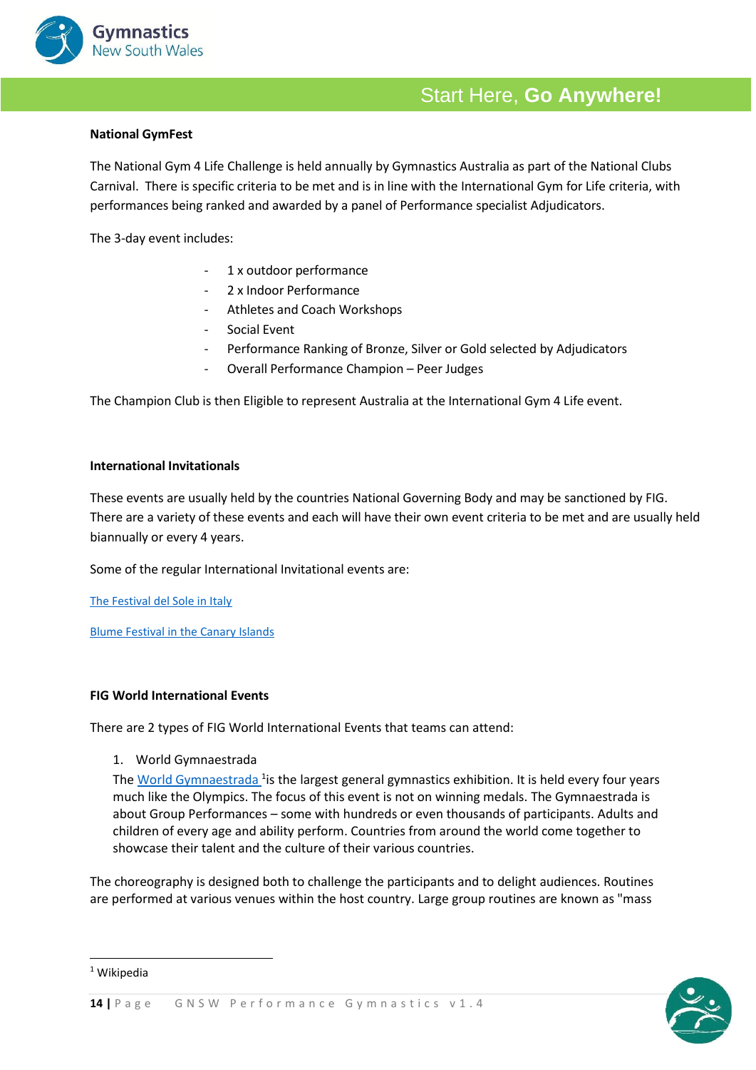**National GymFest**

The National Gym 4 Life Challenge is held annually by Gymnastics Australia as part of the National Clubs Carnival. There is specific criteria to be met and is in line with the International Gym for Life criteria, with performances being ranked and awarded by a panel of Performance specialist Adjudicators.

The 3-day event includes:

- 1 x outdoor performance
- 2 x Indoor Performance
- Athletes and Coach Workshops
- Social Event
- Performance Ranking of Bronze, Silver or Gold selected by Adjudicators
- Overall Performance Champion – Peer Judges

The Champion Club is then Eligible to represent Australia at the International Gym 4 Life event.

**International Invitationals**

These events are usually held by the countries National Governing Body and may be sanctioned by FIG. There are a variety of these events and each will have their own event criteria to be met and are usually held biannually or every 4 years.

Some of the regular International Invitational events are:

The Festival del Sole in Italy

Blume Festival in the Canary Islands

**FIG World International Events**

There are 2 types of FIG World International Events that teams can attend:

1. World Gymnaestrada

The World Gymnaestrada [1] is the largest general gymnastics exhibition. It is held every four years much like the Olympics. The focus of this event is not on winning medals. The Gymnaestrada is about Group Performances – some with hundreds or even thousands of participants. Adults and children of every age and ability perform. Countries from around the world come together to showcase their talent and the culture of their various countries.

The choreography is designed both to challenge the participants and to delight audiences. Routines are performed at various venues within the host country. Large group routines are known as "mass

---

[1] Wikipedia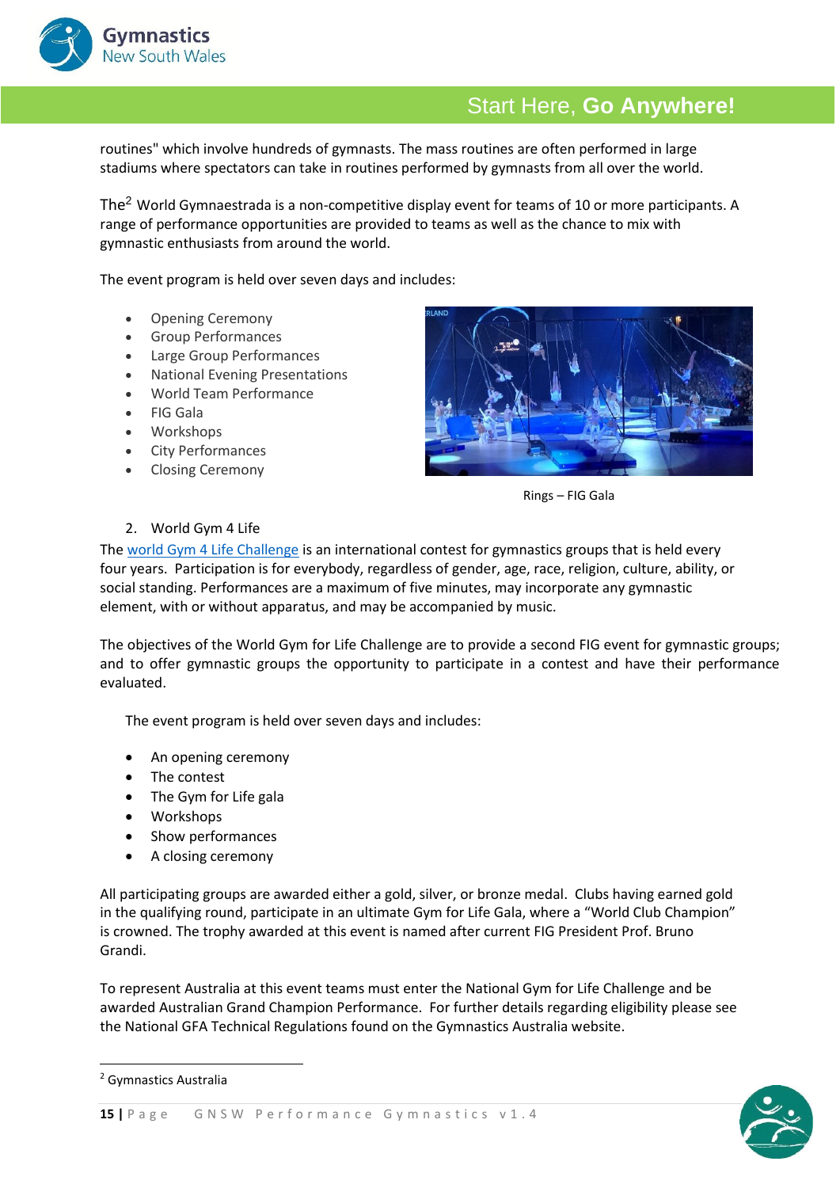routines" which involve hundreds of gymnasts. The mass routines are often performed in large stadiums where spectators can take in routines performed by gymnasts from all over the world.

The[2] World Gymnaestrada is a non-competitive display event for teams of 10 or more participants. A range of performance opportunities are provided to teams as well as the chance to mix with gymnastic enthusiasts from around the world.

The event program is held over seven days and includes:

- Opening Ceremony
- Group Performances
- Large Group Performances
- National Evening Presentations
- World Team Performance
- FIG Gala
- Workshops
- City Performances
- Closing Ceremony

Rings – FIG Gala

2. World Gym 4 Life

The world Gym 4 Life Challenge is an international contest for gymnastics groups that is held every four years. Participation is for everybody, regardless of gender, age, race, religion, culture, ability, or social standing. Performances are a maximum of five minutes, may incorporate any gymnastic element, with or without apparatus, and may be accompanied by music.

The objectives of the World Gym for Life Challenge are to provide a second FIG event for gymnastic groups; and to offer gymnastic groups the opportunity to participate in a contest and have their performance evaluated.

The event program is held over seven days and includes:

- An opening ceremony
- The contest
- The Gym for Life gala
- Workshops
- Show performances
- A closing ceremony

All participating groups are awarded either a gold, silver, or bronze medal. Clubs having earned gold in the qualifying round, participate in an ultimate Gym for Life Gala, where a "World Club Champion" is crowned. The trophy awarded at this event is named after current FIG President Prof. Bruno Grandi.

To represent Australia at this event teams must enter the National Gym for Life Challenge and be awarded Australian Grand Champion Performance. For further details regarding eligibility please see the National GFA Technical Regulations found on the Gymnastics Australia website.

[2] Gymnastics Australia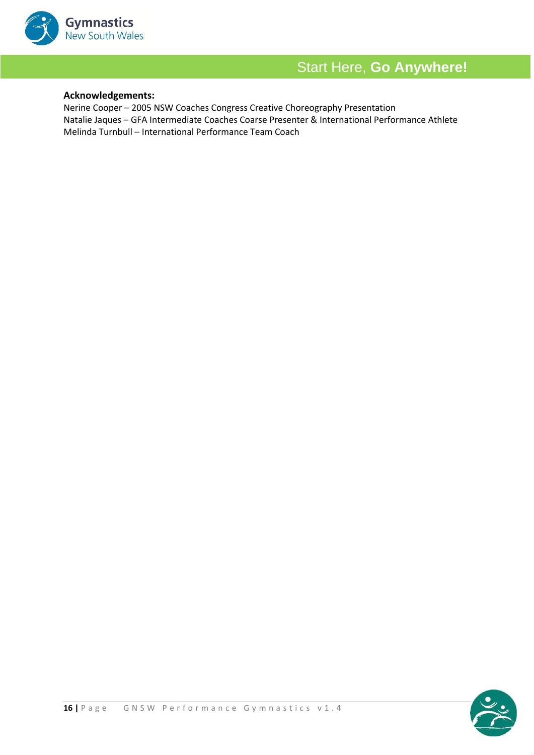**Acknowledgements:**

Nerine Cooper – 2005 NSW Coaches Congress Creative Choreography Presentation
Natalie Jaques – GFA Intermediate Coaches Coarse Presenter & International Performance Athlete
Melinda Turnbull – International Performance Team Coach